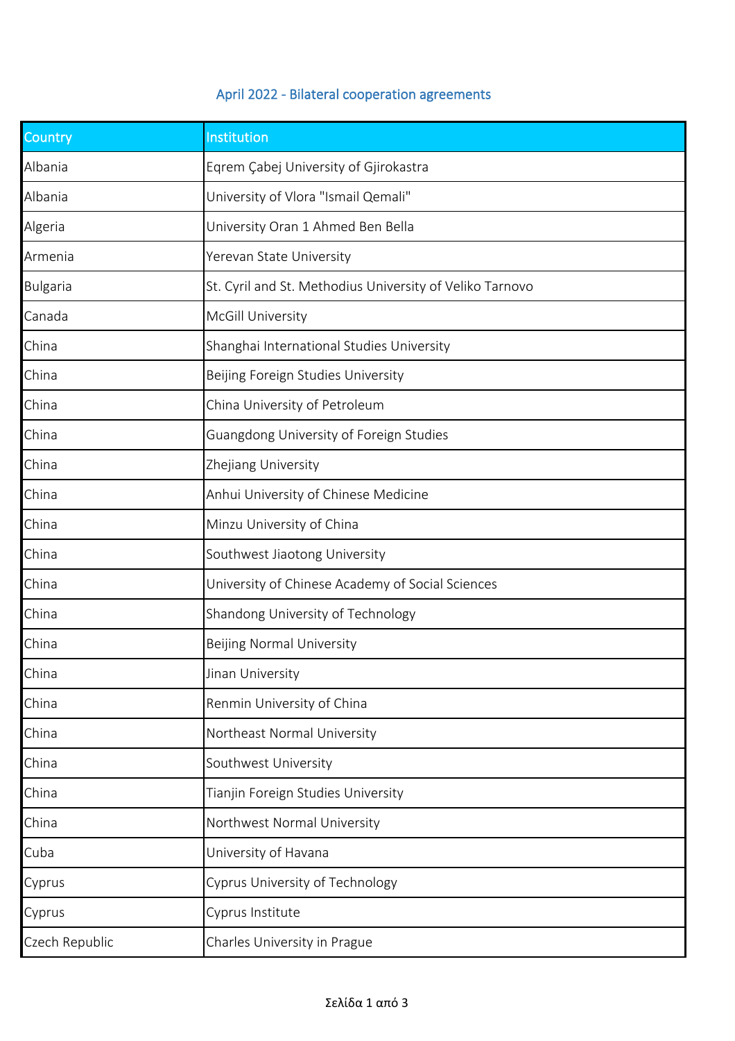## April 2022 - Bilateral cooperation agreements

| Country | Institution |
|---|---|
| Albania | Eqrem Çabej University of Gjirokastra |
| Albania | University of Vlora "Ismail Qemali" |
| Algeria | University Oran 1 Ahmed Ben Bella |
| Armenia | Yerevan State University |
| Bulgaria | St. Cyril and St. Methodius University of Veliko Tarnovo |
| Canada | McGill University |
| China | Shanghai International Studies University |
| China | Beijing Foreign Studies University |
| China | China University of Petroleum |
| China | Guangdong University of Foreign Studies |
| China | Zhejiang University |
| China | Anhui University of Chinese Medicine |
| China | Minzu University of China |
| China | Southwest Jiaotong University |
| China | University of Chinese Academy of Social Sciences |
| China | Shandong University of Technology |
| China | Beijing Normal University |
| China | Jinan University |
| China | Renmin University of China |
| China | Northeast Normal University |
| China | Southwest University |
| China | Tianjin Foreign Studies University |
| China | Northwest Normal University |
| Cuba | University of Havana |
| Cyprus | Cyprus University of Technology |
| Cyprus | Cyprus Institute |
| Czech Republic | Charles University in Prague |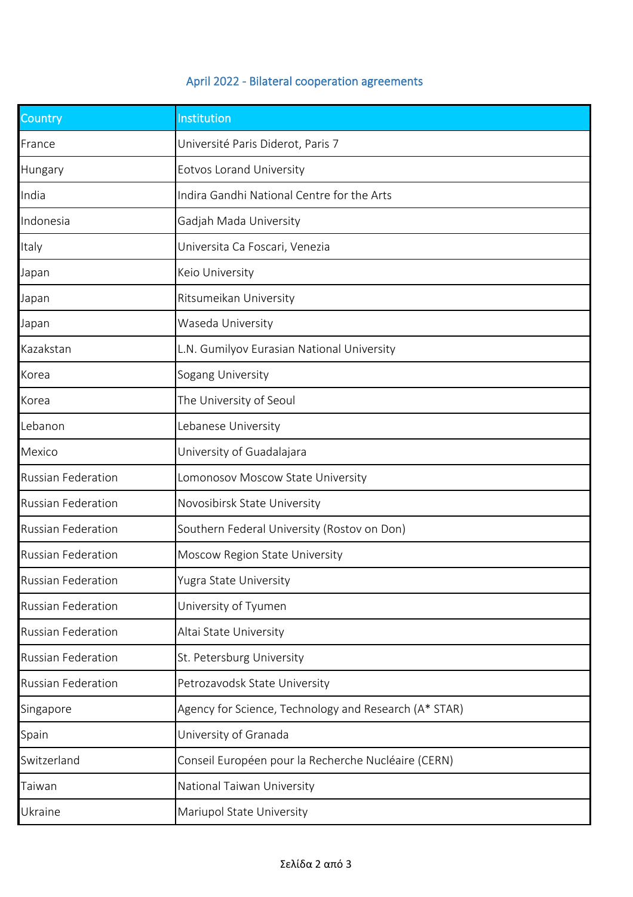## April 2022 - Bilateral cooperation agreements

| Country | Institution |
| --- | --- |
| France | Université Paris Diderot, Paris 7 |
| Hungary | Eotvos Lorand University |
| India | Indira Gandhi National Centre for the Arts |
| Indonesia | Gadjah Mada University |
| Italy | Universita Ca Foscari, Venezia |
| Japan | Keio University |
| Japan | Ritsumeikan University |
| Japan | Waseda University |
| Kazakstan | L.N. Gumilyov Eurasian National University |
| Korea | Sogang University |
| Korea | The University of Seoul |
| Lebanon | Lebanese University |
| Mexico | University of Guadalajara |
| Russian Federation | Lomonosov Moscow State University |
| Russian Federation | Novosibirsk State University |
| Russian Federation | Southern Federal University (Rostov on Don) |
| Russian Federation | Moscow Region State University |
| Russian Federation | Yugra State University |
| Russian Federation | University of Tyumen |
| Russian Federation | Altai State University |
| Russian Federation | St. Petersburg University |
| Russian Federation | Petrozavodsk State University |
| Singapore | Agency for Science, Technology and Research (A* STAR) |
| Spain | University of Granada |
| Switzerland | Conseil Européen pour la Recherche Nucléaire (CERN) |
| Taiwan | National Taiwan University |
| Ukraine | Mariupol State University |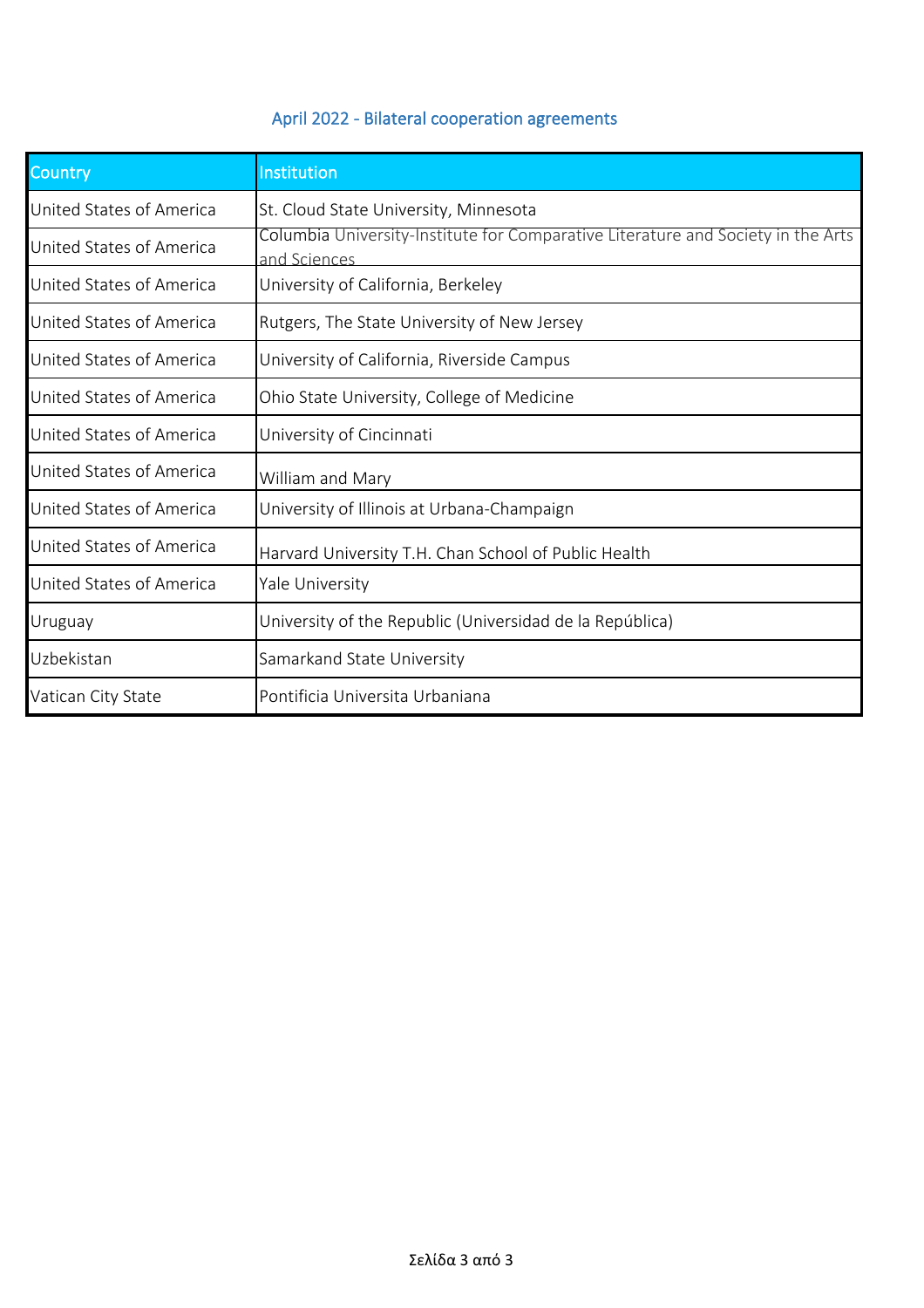April 2022 - Bilateral cooperation agreements

| Country | Institution |
| --- | --- |
| United States of America | St. Cloud State University, Minnesota |
| United States of America | Columbia University-Institute for Comparative Literature and Society in the Arts and Sciences |
| United States of America | University of California, Berkeley |
| United States of America | Rutgers, The State University of New Jersey |
| United States of America | University of California, Riverside Campus |
| United States of America | Ohio State University, College of Medicine |
| United States of America | University of Cincinnati |
| United States of America | William and Mary |
| United States of America | University of Illinois at Urbana-Champaign |
| United States of America | Harvard University T.H. Chan School of Public Health |
| United States of America | Yale University |
| Uruguay | University of the Republic (Universidad de la República) |
| Uzbekistan | Samarkand State University |
| Vatican City State | Pontificia Universita Urbaniana |